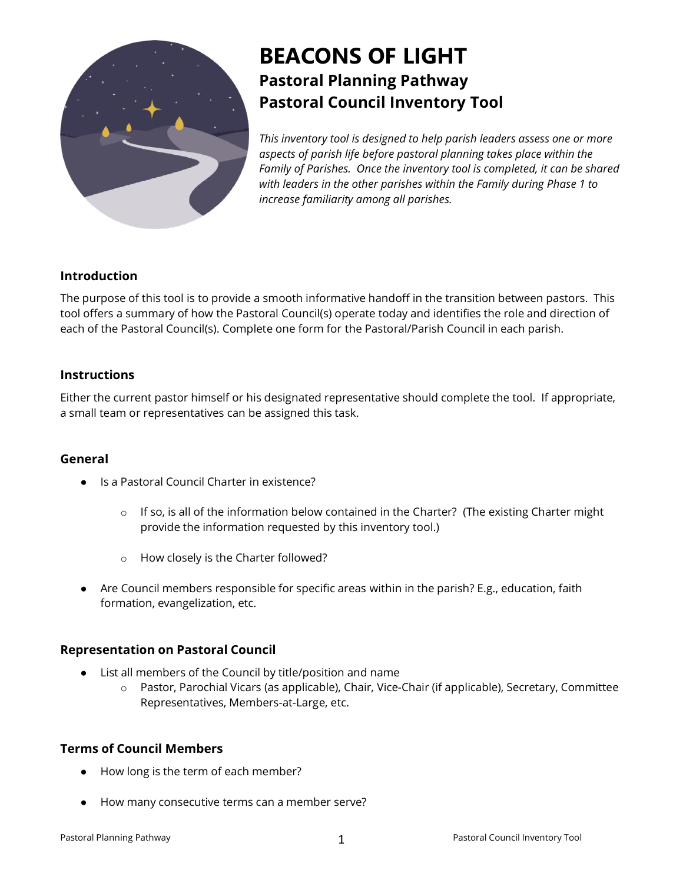# BEACONS OF LIGHT

## Pastoral Planning Pathway

## Pastoral Council Inventory Tool

*This inventory tool is designed to help parish leaders assess one or more aspects of parish life before pastoral planning takes place within the Family of Parishes. Once the inventory tool is completed, it can be shared with leaders in the other parishes within the Family during Phase 1 to increase familiarity among all parishes.*

### Introduction

The purpose of this tool is to provide a smooth informative handoff in the transition between pastors. This tool offers a summary of how the Pastoral Council(s) operate today and identifies the role and direction of each of the Pastoral Council(s). Complete one form for the Pastoral/Parish Council in each parish.

### Instructions

Either the current pastor himself or his designated representative should complete the tool. If appropriate, a small team or representatives can be assigned this task.

### General

- Is a Pastoral Council Charter in existence?
  - If so, is all of the information below contained in the Charter? (The existing Charter might provide the information requested by this inventory tool.)
  - How closely is the Charter followed?
- Are Council members responsible for specific areas within in the parish? E.g., education, faith formation, evangelization, etc.

### Representation on Pastoral Council

- List all members of the Council by title/position and name
  - Pastor, Parochial Vicars (as applicable), Chair, Vice-Chair (if applicable), Secretary, Committee Representatives, Members-at-Large, etc.

### Terms of Council Members

- How long is the term of each member?
- How many consecutive terms can a member serve?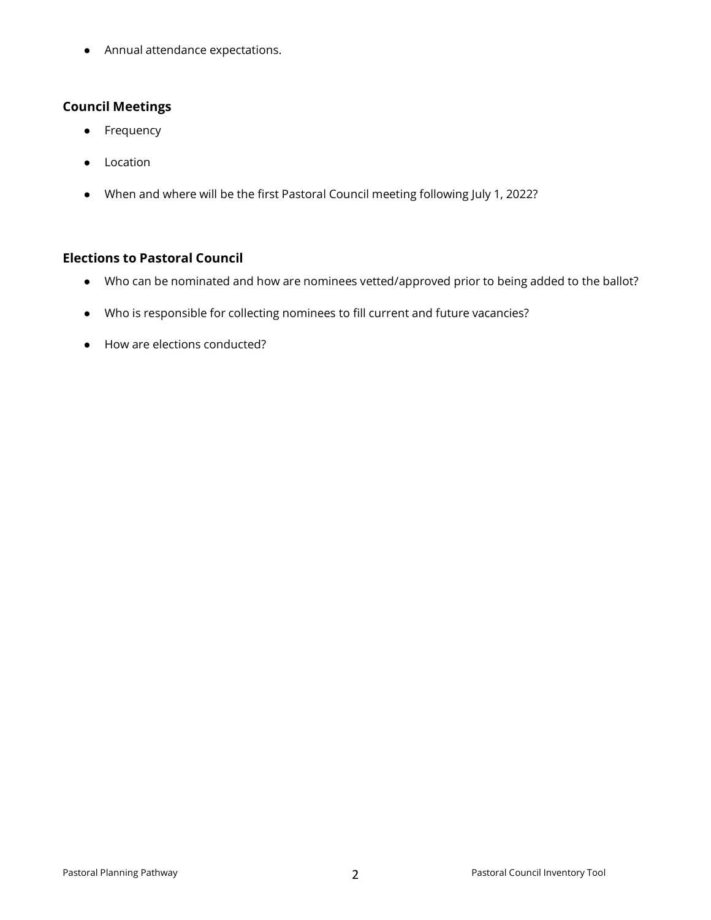- Annual attendance expectations.

### Council Meetings

- Frequency
- Location
- When and where will be the first Pastoral Council meeting following July 1, 2022?

### Elections to Pastoral Council

- Who can be nominated and how are nominees vetted/approved prior to being added to the ballot?
- Who is responsible for collecting nominees to fill current and future vacancies?
- How are elections conducted?